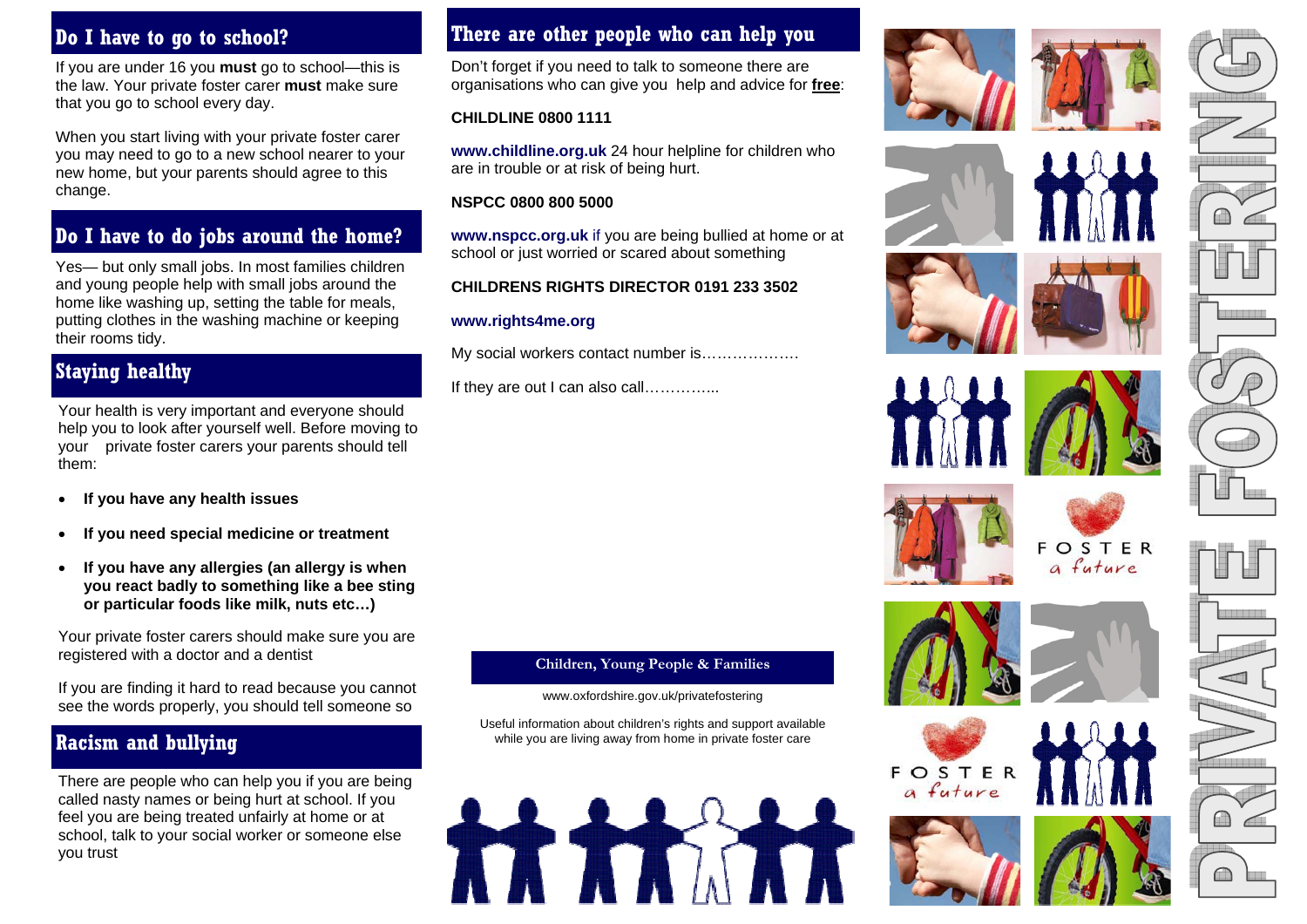## Do I have to go to school?

If you are under 16 you **must** go to school—this is the law. Your private foster carer **must** make sure that you go to school every day.

When you start living with your private foster carer you may need to go to a new school nearer to your new home, but your parents should agree to this change.

## Do I have to do jobs around the home?

Yes— but only small jobs. In most families children and young people help with small jobs around the home like washing up, setting the table for meals, putting clothes in the washing machine or keeping their rooms tidy.

## Staying healthy

Your health is very important and everyone should help you to look after yourself well. Before moving to your private foster carers your parents should tell them:

- **If you have any health issues**
- **If you need special medicine or treatment**
- **If you have any allergies (an allergy is when you react badly to something like a bee sting or particular foods like milk, nuts etc…)**

Your private foster carers should make sure you are registered with a doctor and a dentist

If you are finding it hard to read because you cannot see the words properly, you should tell someone so

## Racism and bullying

There are people who can help you if you are being called nasty names or being hurt at school. If you feel you are being treated unfairly at home or at school, talk to your social worker or someone else you trust

## There are other people who can help you

Don't forget if you need to talk to someone there are organisations who can give you help and advice for **free**:

**CHILDLINE 0800 1111**

**www.childline.org.uk** 24 hour helpline for children who are in trouble or at risk of being hurt.

**NSPCC 0800 800 5000**

**www.nspcc.org.uk** if you are being bullied at home or at school or just worried or scared about something

**CHILDRENS RIGHTS DIRECTOR 0191 233 3502**

**www.rights4me.org**

My social workers contact number is……………….

If they are out I can also call…………..

**Children, Young People & Families**

www.oxfordshire.gov.uk/privatefostering

Useful information about children's rights and support available while you are living away from home in private foster care

FOSTER *a future*

# PRIVATE FOSTERING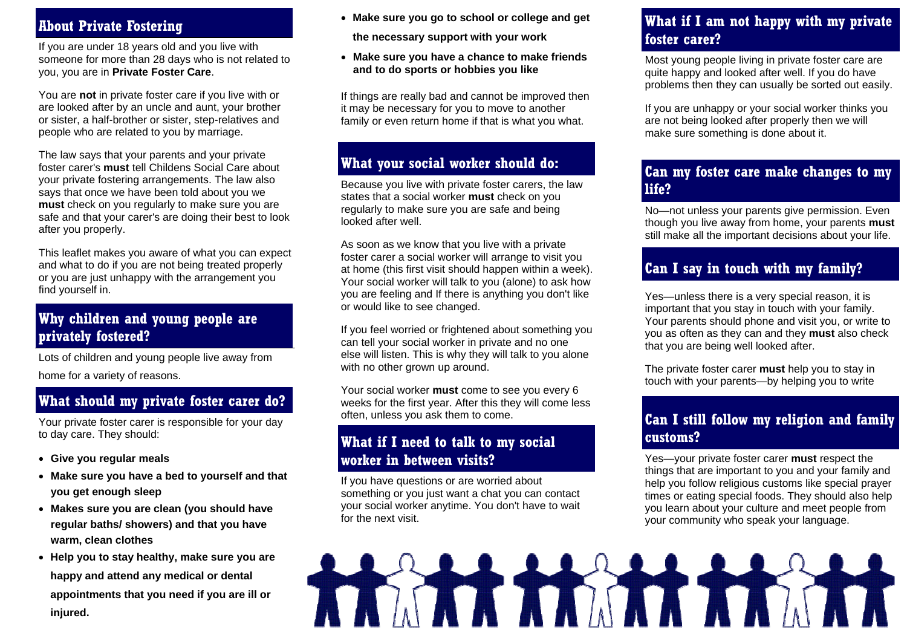## About Private Fostering

If you are under 18 years old and you live with someone for more than 28 days who is not related to you, you are in **Private Foster Care**.

You are **not** in private foster care if you live with or are looked after by an uncle and aunt, your brother or sister, a half-brother or sister, step-relatives and people who are related to you by marriage.

The law says that your parents and your private foster carer's **must** tell Childens Social Care about your private fostering arrangements. The law also says that once we have been told about you we **must** check on you regularly to make sure you are safe and that your carer's are doing their best to look after you properly.

This leaflet makes you aware of what you can expect and what to do if you are not being treated properly or you are just unhappy with the arrangement you find yourself in.

## Why children and young people are privately fostered?

Lots of children and young people live away from home for a variety of reasons.

## What should my private foster carer do?

Your private foster carer is responsible for your day to day care. They should:

- **Give you regular meals**
- **Make sure you have a bed to yourself and that you get enough sleep**
- **Makes sure you are clean (you should have regular baths/ showers) and that you have warm, clean clothes**
- **Help you to stay healthy, make sure you are happy and attend any medical or dental appointments that you need if you are ill or injured.**
- **Make sure you go to school or college and get the necessary support with your work**
- **Make sure you have a chance to make friends and to do sports or hobbies you like**

If things are really bad and cannot be improved then it may be necessary for you to move to another family or even return home if that is what you what.

## What your social worker should do:

Because you live with private foster carers, the law states that a social worker **must** check on you regularly to make sure you are safe and being looked after well.

As soon as we know that you live with a private foster carer a social worker will arrange to visit you at home (this first visit should happen within a week). Your social worker will talk to you (alone) to ask how you are feeling and If there is anything you don't like or would like to see changed.

If you feel worried or frightened about something you can tell your social worker in private and no one else will listen. This is why they will talk to you alone with no other grown up around.

Your social worker **must** come to see you every 6 weeks for the first year. After this they will come less often, unless you ask them to come.

## What if I need to talk to my social worker in between visits?

If you have questions or are worried about something or you just want a chat you can contact your social worker anytime. You don't have to wait for the next visit.

## What if I am not happy with my private foster carer?

Most young people living in private foster care are quite happy and looked after well. If you do have problems then they can usually be sorted out easily.

If you are unhappy or your social worker thinks you are not being looked after properly then we will make sure something is done about it.

## Can my foster care make changes to my life?

No—not unless your parents give permission. Even though you live away from home, your parents **must** still make all the important decisions about your life.

## Can I say in touch with my family?

Yes—unless there is a very special reason, it is important that you stay in touch with your family. Your parents should phone and visit you, or write to you as often as they can and they **must** also check that you are being well looked after.

The private foster carer **must** help you to stay in touch with your parents—by helping you to write

## Can I still follow my religion and family customs?

Yes—your private foster carer **must** respect the things that are important to you and your family and help you follow religious customs like special prayer times or eating special foods. They should also help you learn about your culture and meet people from your community who speak your language.